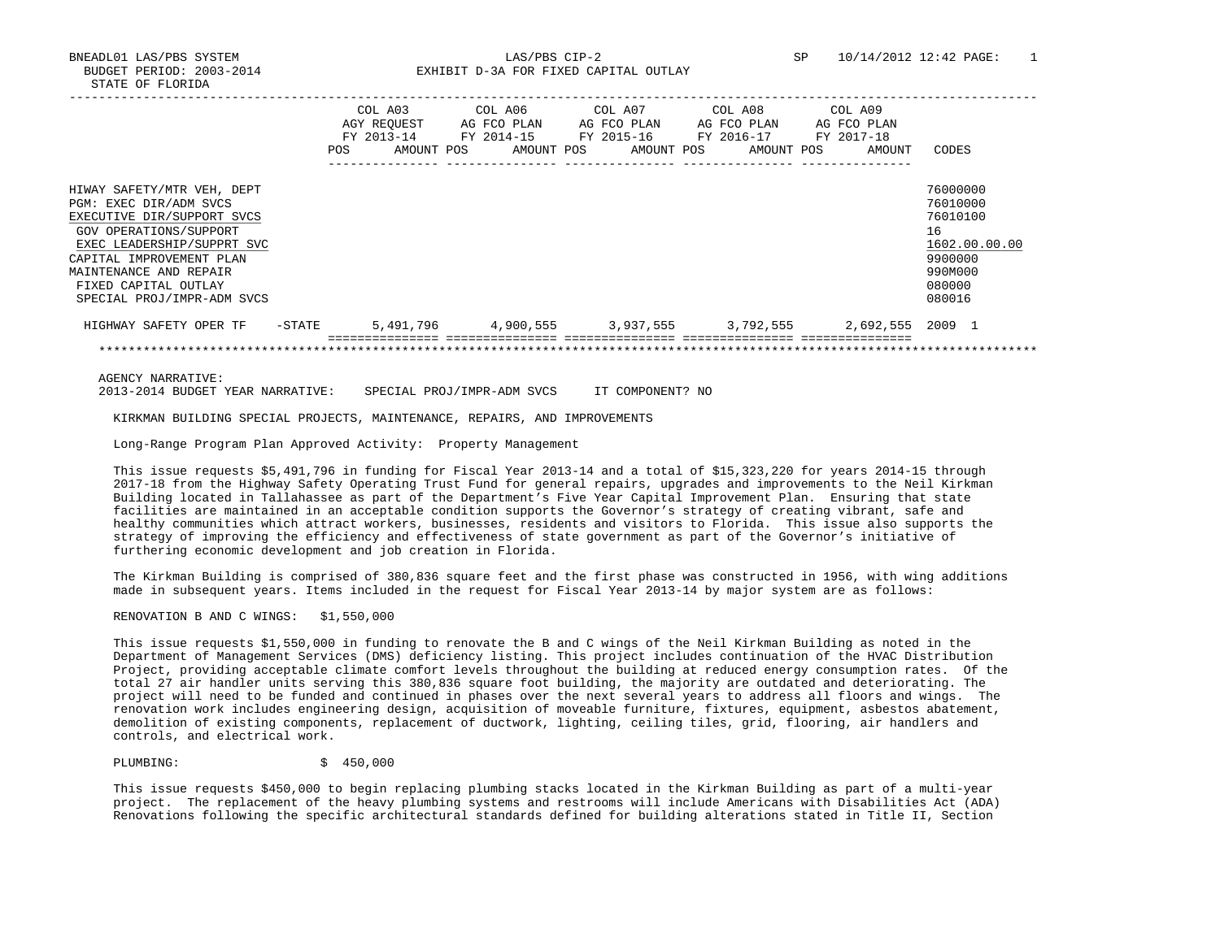BNEADL01 LAS/PBS SYSTEM LAS/PBS CIP-2 SP 10/14/2012 12:42
BUDGET PERIOD: 2003-2014 EXHIBIT D-3A FOR FIXED CAPITAL OUTLAY
STATE OF FLORIDA

| | COL A03 AGY REQUEST FY 2013-14 POS AMOUNT | COL A06 AG FCO PLAN FY 2014-15 POS AMOUNT | COL A07 AG FCO PLAN FY 2015-16 POS AMOUNT | COL A08 AG FCO PLAN FY 2016-17 POS AMOUNT | COL A09 AG FCO PLAN FY 2017-18 POS AMOUNT | CODES |
|---|---|---|---|---|---|---|
| HIWAY SAFETY/MTR VEH, DEPT | | | | | | 76000000 |
| PGM: EXEC DIR/ADM SVCS | | | | | | 76010000 |
| EXECUTIVE DIR/SUPPORT SVCS | | | | | | 76010100 |
| GOV OPERATIONS/SUPPORT | | | | | | 16 |
| EXEC LEADERSHIP/SUPPRT SVC | | | | | | 1602.00.00.00 |
| CAPITAL IMPROVEMENT PLAN | | | | | | 9900000 |
| MAINTENANCE AND REPAIR | | | | | | 990M000 |
| FIXED CAPITAL OUTLAY | | | | | | 080000 |
| SPECIAL PROJ/IMPR-ADM SVCS | | | | | | 080016 |
| HIGHWAY SAFETY OPER TF -STATE | 5,491,796 | 4,900,555 | 3,937,555 | 3,792,555 | 2,692,555 | 2009 1 |

AGENCY NARRATIVE:
2013-2014 BUDGET YEAR NARRATIVE: SPECIAL PROJ/IMPR-ADM SVCS IT COMPONENT? NO

KIRKMAN BUILDING SPECIAL PROJECTS, MAINTENANCE, REPAIRS, AND IMPROVEMENTS

Long-Range Program Plan Approved Activity: Property Management

This issue requests $5,491,796 in funding for Fiscal Year 2013-14 and a total of $15,323,220 for years 2014-15 through 2017-18 from the Highway Safety Operating Trust Fund for general repairs, upgrades and improvements to the Neil Kirkman Building located in Tallahassee as part of the Department's Five Year Capital Improvement Plan. Ensuring that state facilities are maintained in an acceptable condition supports the Governor's strategy of creating vibrant, safe and healthy communities which attract workers, businesses, residents and visitors to Florida. This issue also supports the strategy of improving the efficiency and effectiveness of state government as part of the Governor's initiative of furthering economic development and job creation in Florida.

The Kirkman Building is comprised of 380,836 square feet and the first phase was constructed in 1956, with wing additions made in subsequent years. Items included in the request for Fiscal Year 2013-14 by major system are as follows:

RENOVATION B AND C WINGS: $1,550,000

This issue requests $1,550,000 in funding to renovate the B and C wings of the Neil Kirkman Building as noted in the Department of Management Services (DMS) deficiency listing. This project includes continuation of the HVAC Distribution Project, providing acceptable climate comfort levels throughout the building at reduced energy consumption rates. Of the total 27 air handler units serving this 380,836 square foot building, the majority are outdated and deteriorating. The project will need to be funded and continued in phases over the next several years to address all floors and wings. The renovation work includes engineering design, acquisition of moveable furniture, fixtures, equipment, asbestos abatement, demolition of existing components, replacement of ductwork, lighting, ceiling tiles, grid, flooring, air handlers and controls, and electrical work.

PLUMBING: $ 450,000

This issue requests $450,000 to begin replacing plumbing stacks located in the Kirkman Building as part of a multi-year project. The replacement of the heavy plumbing systems and restrooms will include Americans with Disabilities Act (ADA) Renovations following the specific architectural standards defined for building alterations stated in Title II, Section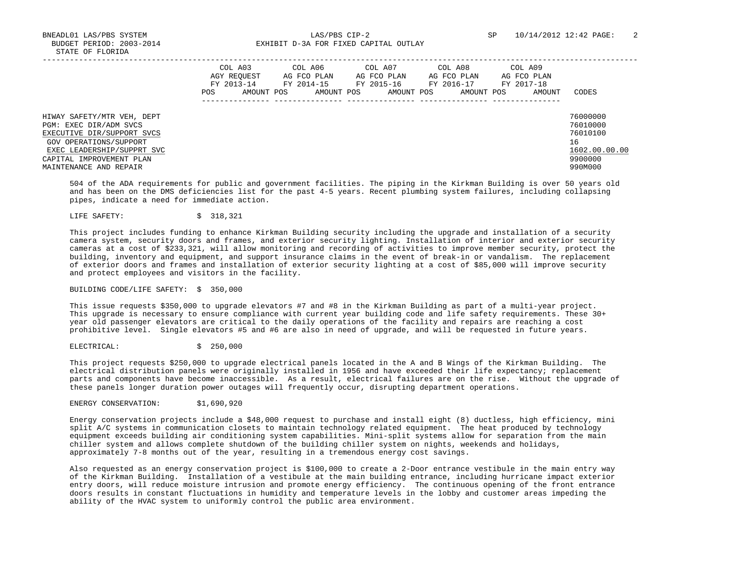| | COL A03 AGY REQUEST FY 2013-14 POS AMOUNT | COL A06 AG FCO PLAN FY 2014-15 POS AMOUNT | COL A07 AG FCO PLAN FY 2015-16 POS AMOUNT | COL A08 AG FCO PLAN FY 2016-17 POS AMOUNT | COL A09 AG FCO PLAN FY 2017-18 POS AMOUNT | CODES |
|---|---|---|---|---|---|---|
| HIWAY SAFETY/MTR VEH, DEPT | | | | | | 76000000 |
| PGM: EXEC DIR/ADM SVCS | | | | | | 76010000 |
| EXECUTIVE DIR/SUPPORT SVCS | | | | | | 76010100 |
| GOV OPERATIONS/SUPPORT | | | | | | 16 |
| EXEC LEADERSHIP/SUPPRT SVC | | | | | | 1602.00.00.00 |
| CAPITAL IMPROVEMENT PLAN | | | | | | 9900000 |
| MAINTENANCE AND REPAIR | | | | | | 990M000 |

504 of the ADA requirements for public and government facilities. The piping in the Kirkman Building is over 50 years old and has been on the DMS deficiencies list for the past 4-5 years. Recent plumbing system failures, including collapsing pipes, indicate a need for immediate action.

LIFE SAFETY: $ 318,321

This project includes funding to enhance Kirkman Building security including the upgrade and installation of a security camera system, security doors and frames, and exterior security lighting. Installation of interior and exterior security cameras at a cost of $233,321, will allow monitoring and recording of activities to improve member security, protect the building, inventory and equipment, and support insurance claims in the event of break-in or vandalism. The replacement of exterior doors and frames and installation of exterior security lighting at a cost of $85,000 will improve security and protect employees and visitors in the facility.

BUILDING CODE/LIFE SAFETY: $ 350,000

This issue requests $350,000 to upgrade elevators #7 and #8 in the Kirkman Building as part of a multi-year project. This upgrade is necessary to ensure compliance with current year building code and life safety requirements. These 30+ year old passenger elevators are critical to the daily operations of the facility and repairs are reaching a cost prohibitive level. Single elevators #5 and #6 are also in need of upgrade, and will be requested in future years.

ELECTRICAL: $ 250,000

This project requests $250,000 to upgrade electrical panels located in the A and B Wings of the Kirkman Building. The electrical distribution panels were originally installed in 1956 and have exceeded their life expectancy; replacement parts and components have become inaccessible. As a result, electrical failures are on the rise. Without the upgrade of these panels longer duration power outages will frequently occur, disrupting department operations.

ENERGY CONSERVATION: $1,690,920

Energy conservation projects include a $48,000 request to purchase and install eight (8) ductless, high efficiency, mini split A/C systems in communication closets to maintain technology related equipment. The heat produced by technology equipment exceeds building air conditioning system capabilities. Mini-split systems allow for separation from the main chiller system and allows complete shutdown of the building chiller system on nights, weekends and holidays, approximately 7-8 months out of the year, resulting in a tremendous energy cost savings.

Also requested as an energy conservation project is $100,000 to create a 2-Door entrance vestibule in the main entry way of the Kirkman Building. Installation of a vestibule at the main building entrance, including hurricane impact exterior entry doors, will reduce moisture intrusion and promote energy efficiency. The continuous opening of the front entrance doors results in constant fluctuations in humidity and temperature levels in the lobby and customer areas impeding the ability of the HVAC system to uniformly control the public area environment.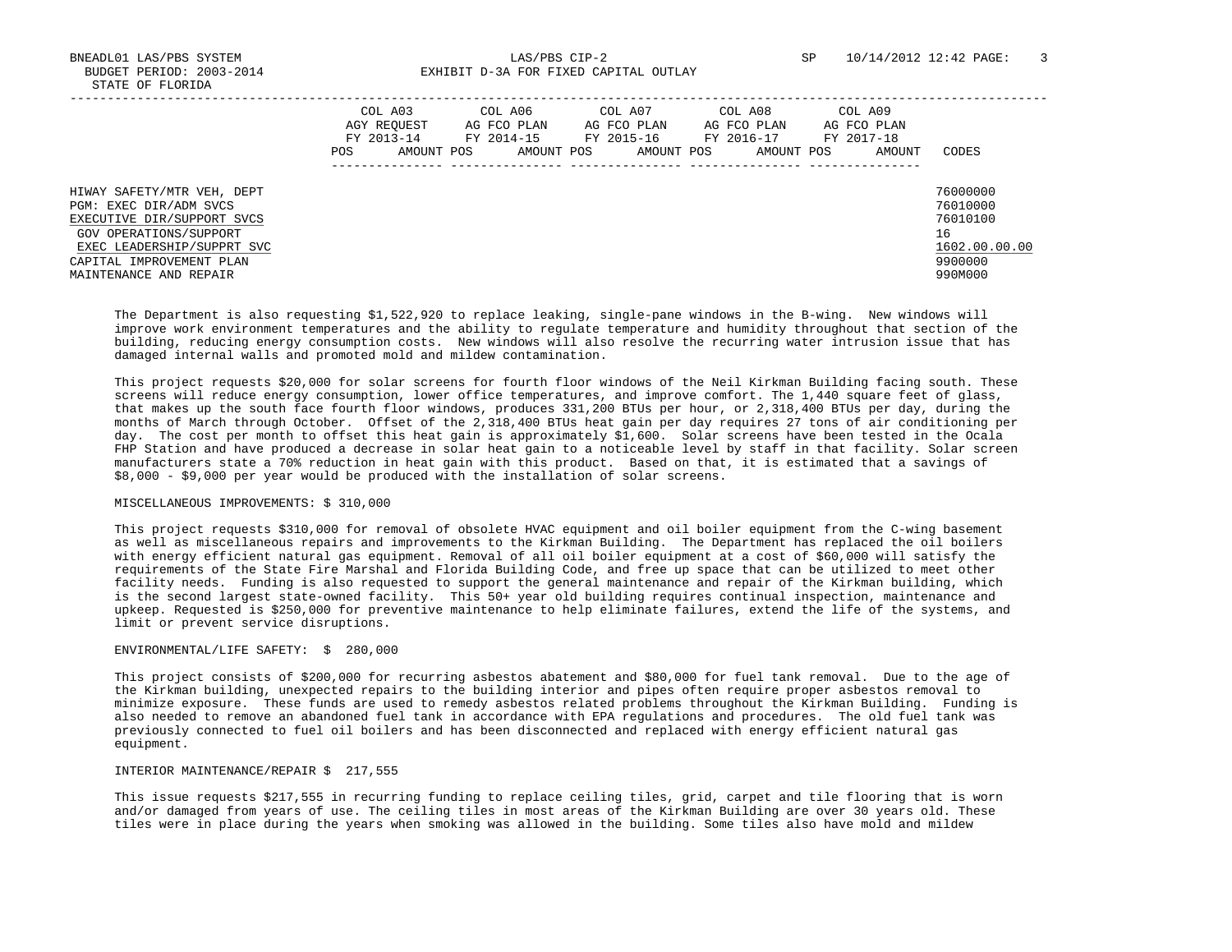| | COL A03 AGY REQUEST FY 2013-14 | | COL A06 AG FCO PLAN FY 2014-15 | | COL A07 AG FCO PLAN FY 2015-16 | | COL A08 AG FCO PLAN FY 2016-17 | | COL A09 AG FCO PLAN FY 2017-18 | | |
|---|---|---|---|---|---|---|---|---|---|---|---|
| | POS | AMOUNT | POS | AMOUNT | POS | AMOUNT | POS | AMOUNT | POS | AMOUNT | CODES |
| HIWAY SAFETY/MTR VEH, DEPT | | | | | | | | | | | 76000000 |
| PGM: EXEC DIR/ADM SVCS | | | | | | | | | | | 76010000 |
| EXECUTIVE DIR/SUPPORT SVCS | | | | | | | | | | | 76010100 |
| GOV OPERATIONS/SUPPORT | | | | | | | | | | | 16 |
| EXEC LEADERSHIP/SUPPRT SVC | | | | | | | | | | | 1602.00.00.00 |
| CAPITAL IMPROVEMENT PLAN | | | | | | | | | | | 9900000 |
| MAINTENANCE AND REPAIR | | | | | | | | | | | 990M000 |

The Department is also requesting $1,522,920 to replace leaking, single-pane windows in the B-wing. New windows will improve work environment temperatures and the ability to regulate temperature and humidity throughout that section of the building, reducing energy consumption costs. New windows will also resolve the recurring water intrusion issue that has damaged internal walls and promoted mold and mildew contamination.

This project requests $20,000 for solar screens for fourth floor windows of the Neil Kirkman Building facing south. These screens will reduce energy consumption, lower office temperatures, and improve comfort. The 1,440 square feet of glass, that makes up the south face fourth floor windows, produces 331,200 BTUs per hour, or 2,318,400 BTUs per day, during the months of March through October. Offset of the 2,318,400 BTUs heat gain per day requires 27 tons of air conditioning per day. The cost per month to offset this heat gain is approximately $1,600. Solar screens have been tested in the Ocala FHP Station and have produced a decrease in solar heat gain to a noticeable level by staff in that facility. Solar screen manufacturers state a 70% reduction in heat gain with this product. Based on that, it is estimated that a savings of $8,000 - $9,000 per year would be produced with the installation of solar screens.

MISCELLANEOUS IMPROVEMENTS: $ 310,000

This project requests $310,000 for removal of obsolete HVAC equipment and oil boiler equipment from the C-wing basement as well as miscellaneous repairs and improvements to the Kirkman Building. The Department has replaced the oil boilers with energy efficient natural gas equipment. Removal of all oil boiler equipment at a cost of $60,000 will satisfy the requirements of the State Fire Marshal and Florida Building Code, and free up space that can be utilized to meet other facility needs. Funding is also requested to support the general maintenance and repair of the Kirkman building, which is the second largest state-owned facility. This 50+ year old building requires continual inspection, maintenance and upkeep. Requested is $250,000 for preventive maintenance to help eliminate failures, extend the life of the systems, and limit or prevent service disruptions.

ENVIRONMENTAL/LIFE SAFETY: $ 280,000

This project consists of $200,000 for recurring asbestos abatement and $80,000 for fuel tank removal. Due to the age of the Kirkman building, unexpected repairs to the building interior and pipes often require proper asbestos removal to minimize exposure. These funds are used to remedy asbestos related problems throughout the Kirkman Building. Funding is also needed to remove an abandoned fuel tank in accordance with EPA regulations and procedures. The old fuel tank was previously connected to fuel oil boilers and has been disconnected and replaced with energy efficient natural gas equipment.

INTERIOR MAINTENANCE/REPAIR $ 217,555

This issue requests $217,555 in recurring funding to replace ceiling tiles, grid, carpet and tile flooring that is worn and/or damaged from years of use. The ceiling tiles in most areas of the Kirkman Building are over 30 years old. These tiles were in place during the years when smoking was allowed in the building. Some tiles also have mold and mildew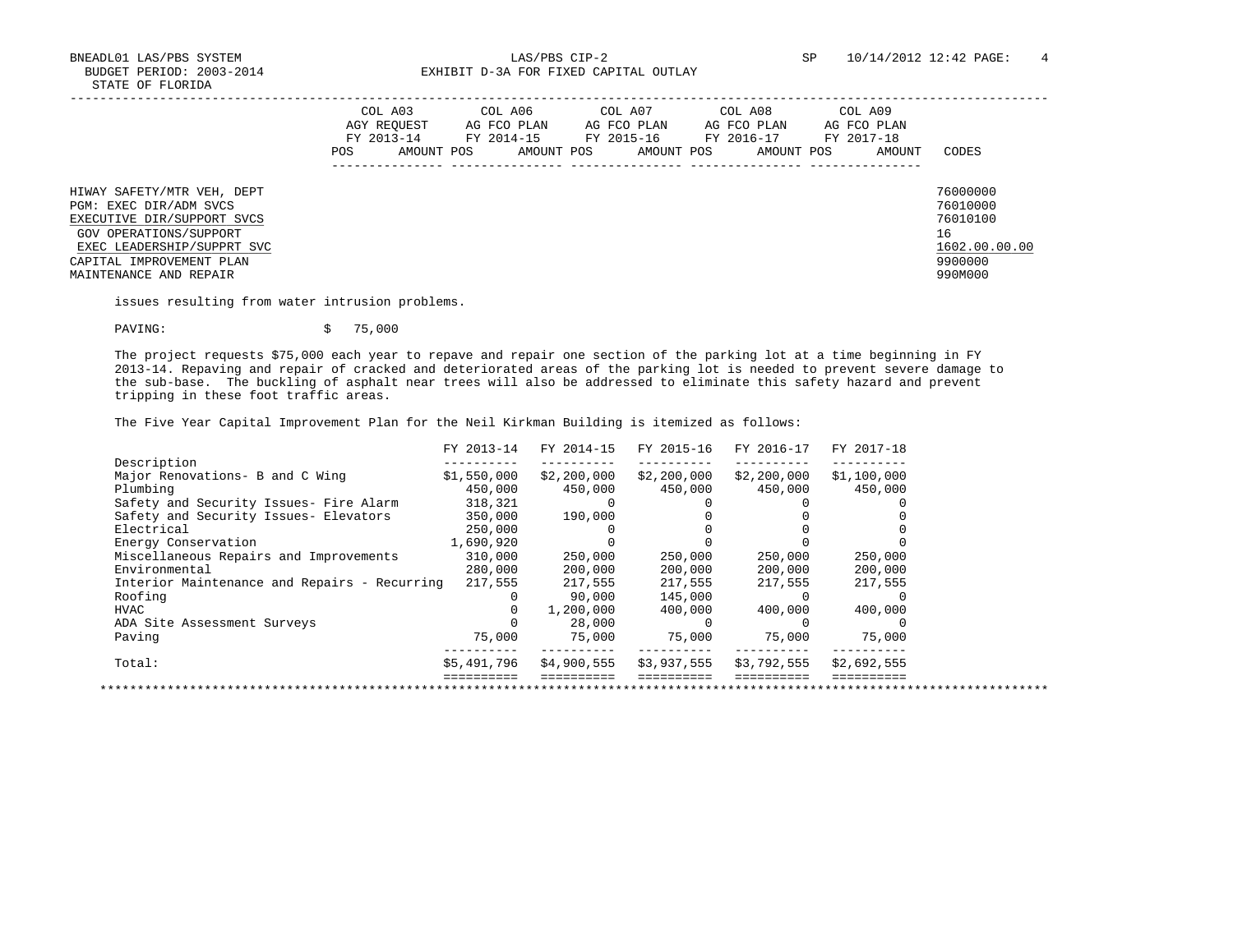HIWAY SAFETY/MTR VEH, DEPT — 76000000
PGM: EXEC DIR/ADM SVCS — 76010000
EXECUTIVE DIR/SUPPORT SVCS — 76010100
GOV OPERATIONS/SUPPORT — 16
EXEC LEADERSHIP/SUPPRT SVC — 1602.00.00.00
CAPITAL IMPROVEMENT PLAN — 9900000
MAINTENANCE AND REPAIR — 990M000

| COL A03 AGY REQUEST FY 2013-14 | COL A06 AG FCO PLAN FY 2014-15 | COL A07 AG FCO PLAN FY 2015-16 | COL A08 AG FCO PLAN FY 2016-17 | COL A09 AG FCO PLAN FY 2017-18 | CODES |
|---|---|---|---|---|---|
| POS AMOUNT | POS AMOUNT | POS AMOUNT | POS AMOUNT | POS AMOUNT | |

issues resulting from water intrusion problems.

PAVING: $ 75,000

The project requests $75,000 each year to repave and repair one section of the parking lot at a time beginning in FY 2013-14. Repaving and repair of cracked and deteriorated areas of the parking lot is needed to prevent severe damage to the sub-base. The buckling of asphalt near trees will also be addressed to eliminate this safety hazard and prevent tripping in these foot traffic areas.

The Five Year Capital Improvement Plan for the Neil Kirkman Building is itemized as follows:

| Description | FY 2013-14 | FY 2014-15 | FY 2015-16 | FY 2016-17 | FY 2017-18 |
|---|---|---|---|---|---|
| Major Renovations- B and C Wing | $1,550,000 | $2,200,000 | $2,200,000 | $2,200,000 | $1,100,000 |
| Plumbing | 450,000 | 450,000 | 450,000 | 450,000 | 450,000 |
| Safety and Security Issues- Fire Alarm | 318,321 | 0 | 0 | 0 | 0 |
| Safety and Security Issues- Elevators | 350,000 | 190,000 | 0 | 0 | 0 |
| Electrical | 250,000 | 0 | 0 | 0 | 0 |
| Energy Conservation | 1,690,920 | 0 | 0 | 0 | 0 |
| Miscellaneous Repairs and Improvements | 310,000 | 250,000 | 250,000 | 250,000 | 250,000 |
| Environmental | 280,000 | 200,000 | 200,000 | 200,000 | 200,000 |
| Interior Maintenance and Repairs - Recurring | 217,555 | 217,555 | 217,555 | 217,555 | 217,555 |
| Roofing | 0 | 90,000 | 145,000 | 0 | 0 |
| HVAC | 0 | 1,200,000 | 400,000 | 400,000 | 400,000 |
| ADA Site Assessment Surveys | 0 | 28,000 | 0 | 0 | 0 |
| Paving | 75,000 | 75,000 | 75,000 | 75,000 | 75,000 |
| Total: | $5,491,796 | $4,900,555 | $3,937,555 | $3,792,555 | $2,692,555 |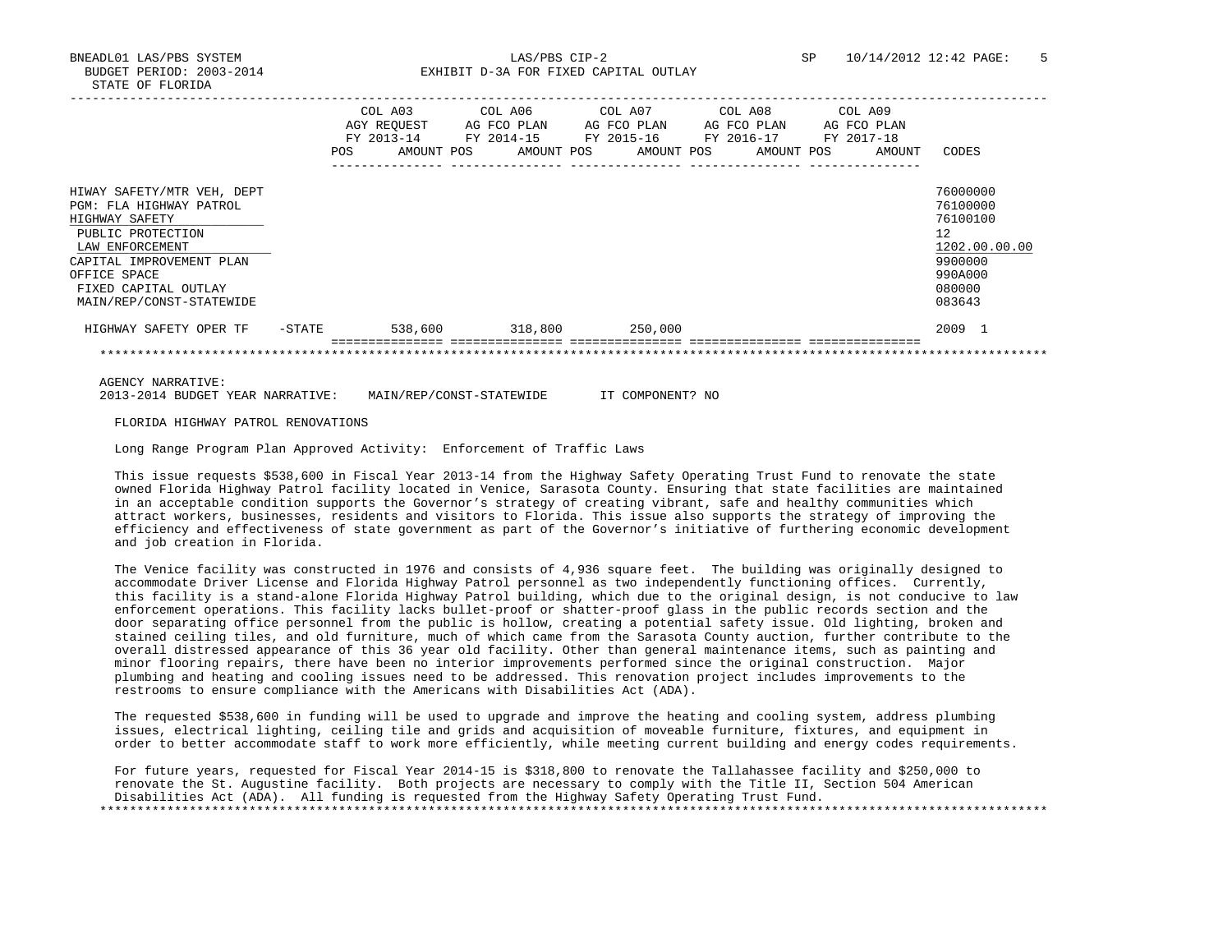BNEADL01 LAS/PBS SYSTEM LAS/PBS CIP-2 SP 10/14/2012 12:42
BUDGET PERIOD: 2003-2014 EXHIBIT D-3A FOR FIXED CAPITAL OUTLAY
STATE OF FLORIDA

| | COL A03 AGY REQUEST FY 2013-14 POS AMOUNT | COL A06 AG FCO PLAN FY 2014-15 POS AMOUNT | COL A07 AG FCO PLAN FY 2015-16 POS AMOUNT | COL A08 AG FCO PLAN FY 2016-17 POS AMOUNT | COL A09 AG FCO PLAN FY 2017-18 POS AMOUNT | CODES |
|---|---|---|---|---|---|---|
| HIWAY SAFETY/MTR VEH, DEPT | | | | | | 76000000 |
| PGM: FLA HIGHWAY PATROL | | | | | | 76100000 |
| HIGHWAY SAFETY | | | | | | 76100100 |
| PUBLIC PROTECTION | | | | | | 12 |
| LAW ENFORCEMENT | | | | | | 1202.00.00.00 |
| CAPITAL IMPROVEMENT PLAN | | | | | | 9900000 |
| OFFICE SPACE | | | | | | 990A000 |
| FIXED CAPITAL OUTLAY | | | | | | 080000 |
| MAIN/REP/CONST-STATEWIDE | | | | | | 083643 |
| HIGHWAY SAFETY OPER TF -STATE | 538,600 | 318,800 | 250,000 | | | 2009 1 |

AGENCY NARRATIVE:
2013-2014 BUDGET YEAR NARRATIVE: MAIN/REP/CONST-STATEWIDE IT COMPONENT? NO

FLORIDA HIGHWAY PATROL RENOVATIONS

Long Range Program Plan Approved Activity: Enforcement of Traffic Laws

This issue requests $538,600 in Fiscal Year 2013-14 from the Highway Safety Operating Trust Fund to renovate the state owned Florida Highway Patrol facility located in Venice, Sarasota County. Ensuring that state facilities are maintained in an acceptable condition supports the Governor's strategy of creating vibrant, safe and healthy communities which attract workers, businesses, residents and visitors to Florida. This issue also supports the strategy of improving the efficiency and effectiveness of state government as part of the Governor's initiative of furthering economic development and job creation in Florida.

The Venice facility was constructed in 1976 and consists of 4,936 square feet. The building was originally designed to accommodate Driver License and Florida Highway Patrol personnel as two independently functioning offices. Currently, this facility is a stand-alone Florida Highway Patrol building, which due to the original design, is not conducive to law enforcement operations. This facility lacks bullet-proof or shatter-proof glass in the public records section and the door separating office personnel from the public is hollow, creating a potential safety issue. Old lighting, broken and stained ceiling tiles, and old furniture, much of which came from the Sarasota County auction, further contribute to the overall distressed appearance of this 36 year old facility. Other than general maintenance items, such as painting and minor flooring repairs, there have been no interior improvements performed since the original construction. Major plumbing and heating and cooling issues need to be addressed. This renovation project includes improvements to the restrooms to ensure compliance with the Americans with Disabilities Act (ADA).

The requested $538,600 in funding will be used to upgrade and improve the heating and cooling system, address plumbing issues, electrical lighting, ceiling tile and grids and acquisition of moveable furniture, fixtures, and equipment in order to better accommodate staff to work more efficiently, while meeting current building and energy codes requirements.

For future years, requested for Fiscal Year 2014-15 is $318,800 to renovate the Tallahassee facility and $250,000 to renovate the St. Augustine facility. Both projects are necessary to comply with the Title II, Section 504 American Disabilities Act (ADA). All funding is requested from the Highway Safety Operating Trust Fund.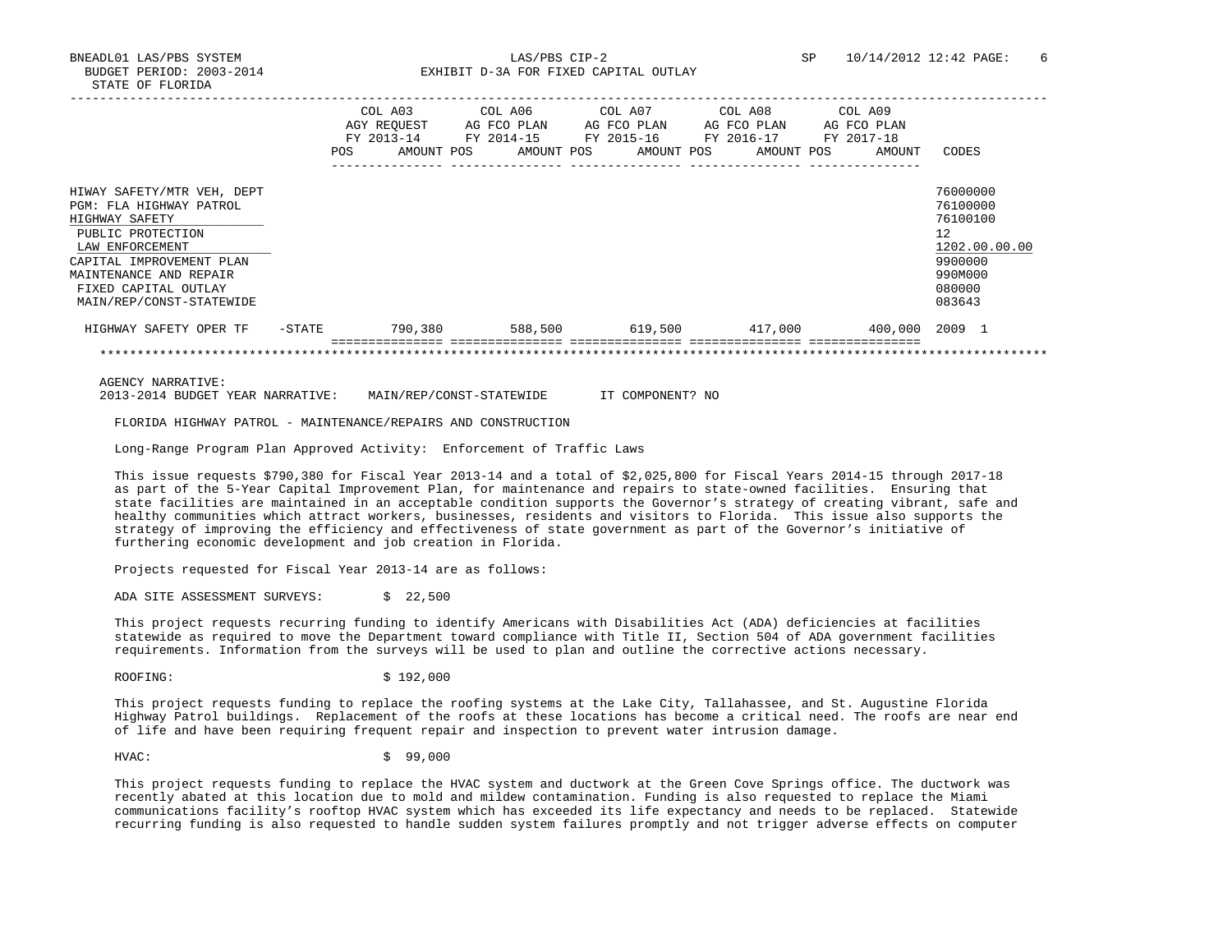| | COL A03 AGY REQUEST FY 2013-14 | COL A06 AG FCO PLAN FY 2014-15 | COL A07 AG FCO PLAN FY 2015-16 | COL A08 AG FCO PLAN FY 2016-17 | COL A09 AG FCO PLAN FY 2017-18 | |
|---|---|---|---|---|---|---|
| | POS AMOUNT | POS AMOUNT | POS AMOUNT | POS AMOUNT | POS AMOUNT | CODES |
| HIWAY SAFETY/MTR VEH, DEPT | | | | | | 76000000 |
| PGM: FLA HIGHWAY PATROL | | | | | | 76100000 |
| HIGHWAY SAFETY | | | | | | 76100100 |
| PUBLIC PROTECTION | | | | | | 12 |
| LAW ENFORCEMENT | | | | | | 1202.00.00.00 |
| CAPITAL IMPROVEMENT PLAN | | | | | | 9900000 |
| MAINTENANCE AND REPAIR | | | | | | 990M000 |
| FIXED CAPITAL OUTLAY | | | | | | 080000 |
| MAIN/REP/CONST-STATEWIDE | | | | | | 083643 |
| HIGHWAY SAFETY OPER TF -STATE | 790,380 | 588,500 | 619,500 | 417,000 | 400,000 | 2009 1 |

AGENCY NARRATIVE:
2013-2014 BUDGET YEAR NARRATIVE: MAIN/REP/CONST-STATEWIDE IT COMPONENT? NO

FLORIDA HIGHWAY PATROL - MAINTENANCE/REPAIRS AND CONSTRUCTION

Long-Range Program Plan Approved Activity: Enforcement of Traffic Laws

This issue requests $790,380 for Fiscal Year 2013-14 and a total of $2,025,800 for Fiscal Years 2014-15 through 2017-18 as part of the 5-Year Capital Improvement Plan, for maintenance and repairs to state-owned facilities. Ensuring that state facilities are maintained in an acceptable condition supports the Governor's strategy of creating vibrant, safe and healthy communities which attract workers, businesses, residents and visitors to Florida. This issue also supports the strategy of improving the efficiency and effectiveness of state government as part of the Governor's initiative of furthering economic development and job creation in Florida.

Projects requested for Fiscal Year 2013-14 are as follows:

ADA SITE ASSESSMENT SURVEYS: $ 22,500

This project requests recurring funding to identify Americans with Disabilities Act (ADA) deficiencies at facilities statewide as required to move the Department toward compliance with Title II, Section 504 of ADA government facilities requirements. Information from the surveys will be used to plan and outline the corrective actions necessary.

ROOFING: $ 192,000

This project requests funding to replace the roofing systems at the Lake City, Tallahassee, and St. Augustine Florida Highway Patrol buildings. Replacement of the roofs at these locations has become a critical need. The roofs are near end of life and have been requiring frequent repair and inspection to prevent water intrusion damage.

HVAC: $ 99,000

This project requests funding to replace the HVAC system and ductwork at the Green Cove Springs office. The ductwork was recently abated at this location due to mold and mildew contamination. Funding is also requested to replace the Miami communications facility's rooftop HVAC system which has exceeded its life expectancy and needs to be replaced. Statewide recurring funding is also requested to handle sudden system failures promptly and not trigger adverse effects on computer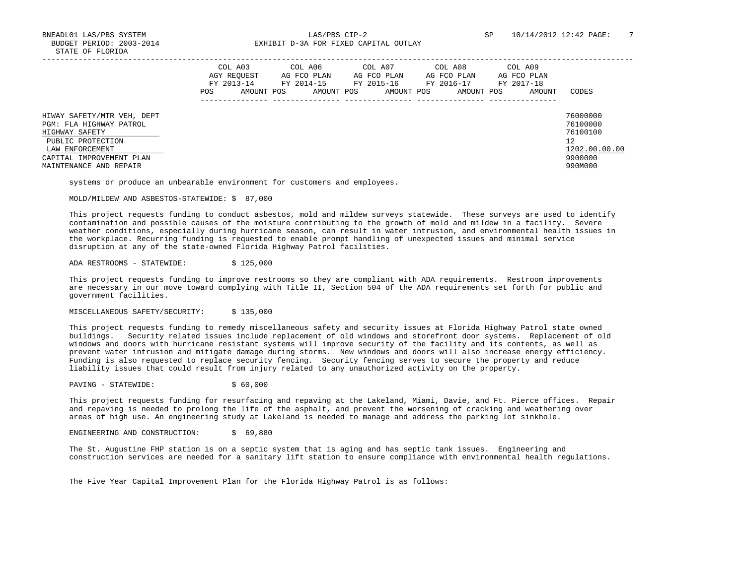| | COL A03 AGY REQUEST FY 2013-14 | | COL A06 AG FCO PLAN FY 2014-15 | | COL A07 AG FCO PLAN FY 2015-16 | | COL A08 AG FCO PLAN FY 2016-17 | | COL A09 AG FCO PLAN FY 2017-18 | | |
|---|---|---|---|---|---|---|---|---|---|---|---|
| | POS | AMOUNT | POS | AMOUNT | POS | AMOUNT | POS | AMOUNT | POS | AMOUNT | CODES |
| HIWAY SAFETY/MTR VEH, DEPT | | | | | | | | | | | 76000000 |
| PGM: FLA HIGHWAY PATROL | | | | | | | | | | | 76100000 |
| HIGHWAY SAFETY | | | | | | | | | | | 76100100 |
| PUBLIC PROTECTION | | | | | | | | | | | 12 |
| LAW ENFORCEMENT | | | | | | | | | | | 1202.00.00.00 |
| CAPITAL IMPROVEMENT PLAN | | | | | | | | | | | 9900000 |
| MAINTENANCE AND REPAIR | | | | | | | | | | | 990M000 |

systems or produce an unbearable environment for customers and employees.

MOLD/MILDEW AND ASBESTOS-STATEWIDE: $ 87,000

This project requests funding to conduct asbestos, mold and mildew surveys statewide. These surveys are used to identify contamination and possible causes of the moisture contributing to the growth of mold and mildew in a facility. Severe weather conditions, especially during hurricane season, can result in water intrusion, and environmental health issues in the workplace. Recurring funding is requested to enable prompt handling of unexpected issues and minimal service disruption at any of the state-owned Florida Highway Patrol facilities.

ADA RESTROOMS - STATEWIDE: $ 125,000

This project requests funding to improve restrooms so they are compliant with ADA requirements. Restroom improvements are necessary in our move toward complying with Title II, Section 504 of the ADA requirements set forth for public and government facilities.

MISCELLANEOUS SAFETY/SECURITY: $ 135,000

This project requests funding to remedy miscellaneous safety and security issues at Florida Highway Patrol state owned buildings. Security related issues include replacement of old windows and storefront door systems. Replacement of old windows and doors with hurricane resistant systems will improve security of the facility and its contents, as well as prevent water intrusion and mitigate damage during storms. New windows and doors will also increase energy efficiency. Funding is also requested to replace security fencing. Security fencing serves to secure the property and reduce liability issues that could result from injury related to any unauthorized activity on the property.

PAVING - STATEWIDE: $ 60,000

This project requests funding for resurfacing and repaving at the Lakeland, Miami, Davie, and Ft. Pierce offices. Repair and repaving is needed to prolong the life of the asphalt, and prevent the worsening of cracking and weathering over areas of high use. An engineering study at Lakeland is needed to manage and address the parking lot sinkhole.

ENGINEERING AND CONSTRUCTION: $ 69,880

The St. Augustine FHP station is on a septic system that is aging and has septic tank issues. Engineering and construction services are needed for a sanitary lift station to ensure compliance with environmental health regulations.

The Five Year Capital Improvement Plan for the Florida Highway Patrol is as follows: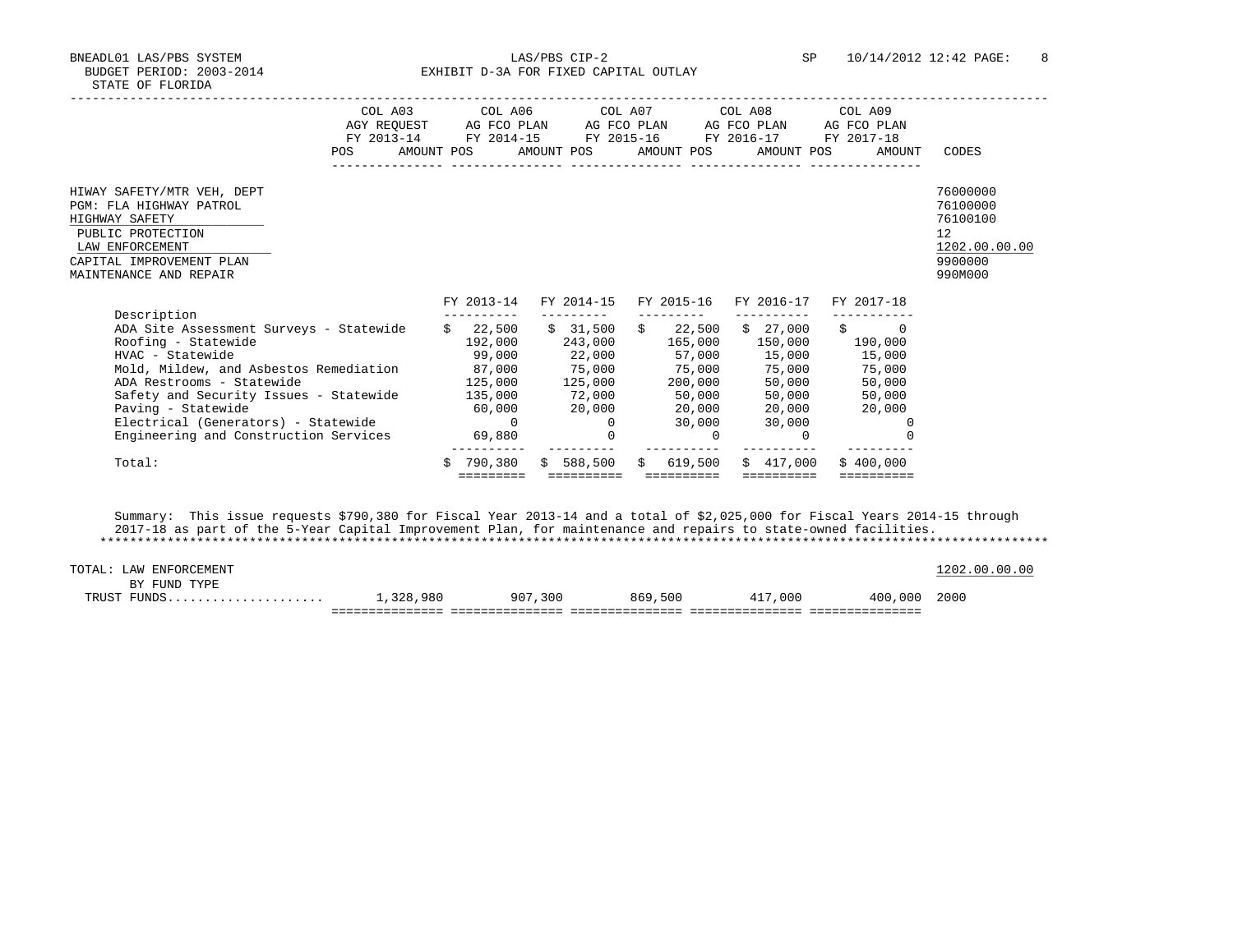BNEADL01 LAS/PBS SYSTEM — LAS/PBS CIP-2 — SP 10/14/2012 12:42

BUDGET PERIOD: 2003-2014 — EXHIBIT D-3A FOR FIXED CAPITAL OUTLAY

STATE OF FLORIDA

| | COL A03 AGY REQUEST FY 2013-14 | COL A06 AG FCO PLAN FY 2014-15 | COL A07 AG FCO PLAN FY 2015-16 | COL A08 AG FCO PLAN FY 2016-17 | COL A09 AG FCO PLAN FY 2017-18 | CODES |
|---|---|---|---|---|---|---|
| | POS AMOUNT | POS AMOUNT | POS AMOUNT | POS AMOUNT | POS AMOUNT | |

HIWAY SAFETY/MTR VEH, DEPT — 76000000
PGM: FLA HIGHWAY PATROL — 76100000
HIGHWAY SAFETY — 76100100
PUBLIC PROTECTION — 12
LAW ENFORCEMENT — 1202.00.00.00
CAPITAL IMPROVEMENT PLAN — 9900000
MAINTENANCE AND REPAIR — 990M000

| Description | FY 2013-14 | FY 2014-15 | FY 2015-16 | FY 2016-17 | FY 2017-18 |
|---|---|---|---|---|---|
| ADA Site Assessment Surveys - Statewide | $ 22,500 | $ 31,500 | $ 22,500 | $ 27,000 | $ 0 |
| Roofing - Statewide | 192,000 | 243,000 | 165,000 | 150,000 | 190,000 |
| HVAC - Statewide | 99,000 | 22,000 | 57,000 | 15,000 | 15,000 |
| Mold, Mildew, and Asbestos Remediation | 87,000 | 75,000 | 75,000 | 75,000 | 75,000 |
| ADA Restrooms - Statewide | 125,000 | 125,000 | 200,000 | 50,000 | 50,000 |
| Safety and Security Issues - Statewide | 135,000 | 72,000 | 50,000 | 50,000 | 50,000 |
| Paving - Statewide | 60,000 | 20,000 | 20,000 | 20,000 | 20,000 |
| Electrical (Generators) - Statewide | 0 | 0 | 30,000 | 30,000 | 0 |
| Engineering and Construction Services | 69,880 | 0 | 0 | 0 | 0 |
| Total: | $ 790,380 | $ 588,500 | $ 619,500 | $ 417,000 | $ 400,000 |

Summary: This issue requests $790,380 for Fiscal Year 2013-14 and a total of $2,025,000 for Fiscal Years 2014-15 through 2017-18 as part of the 5-Year Capital Improvement Plan, for maintenance and repairs to state-owned facilities.

**********************************************************************************************************************************

| TOTAL: LAW ENFORCEMENT BY FUND TYPE | | | | | | 1202.00.00.00 |
|---|---|---|---|---|---|---|
| TRUST FUNDS.................... | 1,328,980 | 907,300 | 869,500 | 417,000 | 400,000 | 2000 |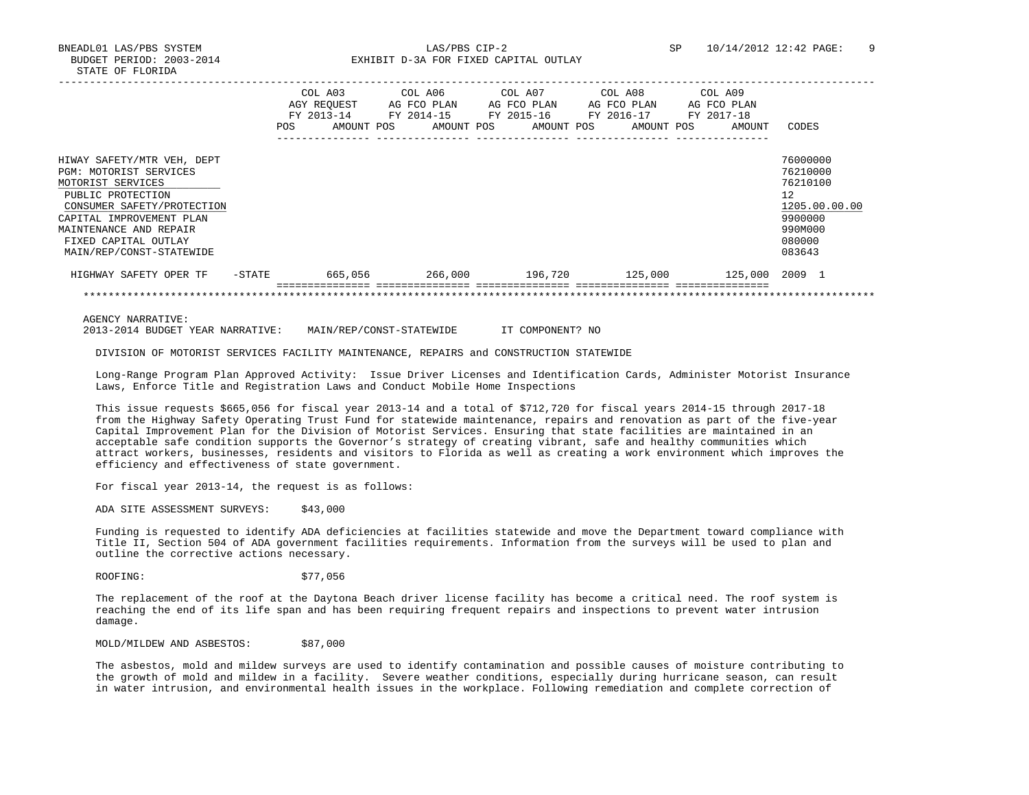BNEADL01 LAS/PBS SYSTEM — LAS/PBS CIP-2 — SP 10/14/2012 12:42
BUDGET PERIOD: 2003-2014 — EXHIBIT D-3A FOR FIXED CAPITAL OUTLAY
STATE OF FLORIDA

| | COL A03 AGY REQUEST FY 2013-14 POS AMOUNT | COL A06 AG FCO PLAN FY 2014-15 POS AMOUNT | COL A07 AG FCO PLAN FY 2015-16 POS AMOUNT | COL A08 AG FCO PLAN FY 2016-17 POS AMOUNT | COL A09 AG FCO PLAN FY 2017-18 POS AMOUNT | CODES |
|---|---|---|---|---|---|---|
| HIWAY SAFETY/MTR VEH, DEPT | | | | | | 76000000 |
| PGM: MOTORIST SERVICES | | | | | | 76210000 |
| MOTORIST SERVICES | | | | | | 76210100 |
| PUBLIC PROTECTION | | | | | | 12 |
| CONSUMER SAFETY/PROTECTION | | | | | | 1205.00.00.00 |
| CAPITAL IMPROVEMENT PLAN | | | | | | 9900000 |
| MAINTENANCE AND REPAIR | | | | | | 990M000 |
| FIXED CAPITAL OUTLAY | | | | | | 080000 |
| MAIN/REP/CONST-STATEWIDE | | | | | | 083643 |
| HIGHWAY SAFETY OPER TF -STATE | 665,056 | 266,000 | 196,720 | 125,000 | 125,000 | 2009 1 |

AGENCY NARRATIVE:
2013-2014 BUDGET YEAR NARRATIVE: MAIN/REP/CONST-STATEWIDE IT COMPONENT? NO

DIVISION OF MOTORIST SERVICES FACILITY MAINTENANCE, REPAIRS and CONSTRUCTION STATEWIDE

Long-Range Program Plan Approved Activity: Issue Driver Licenses and Identification Cards, Administer Motorist Insurance Laws, Enforce Title and Registration Laws and Conduct Mobile Home Inspections

This issue requests $665,056 for fiscal year 2013-14 and a total of $712,720 for fiscal years 2014-15 through 2017-18 from the Highway Safety Operating Trust Fund for statewide maintenance, repairs and renovation as part of the five-year Capital Improvement Plan for the Division of Motorist Services. Ensuring that state facilities are maintained in an acceptable safe condition supports the Governor's strategy of creating vibrant, safe and healthy communities which attract workers, businesses, residents and visitors to Florida as well as creating a work environment which improves the efficiency and effectiveness of state government.

For fiscal year 2013-14, the request is as follows:

ADA SITE ASSESSMENT SURVEYS: $43,000

Funding is requested to identify ADA deficiencies at facilities statewide and move the Department toward compliance with Title II, Section 504 of ADA government facilities requirements. Information from the surveys will be used to plan and outline the corrective actions necessary.

ROOFING: $77,056

The replacement of the roof at the Daytona Beach driver license facility has become a critical need. The roof system is reaching the end of its life span and has been requiring frequent repairs and inspections to prevent water intrusion damage.

MOLD/MILDEW AND ASBESTOS: $87,000

The asbestos, mold and mildew surveys are used to identify contamination and possible causes of moisture contributing to the growth of mold and mildew in a facility. Severe weather conditions, especially during hurricane season, can result in water intrusion, and environmental health issues in the workplace. Following remediation and complete correction of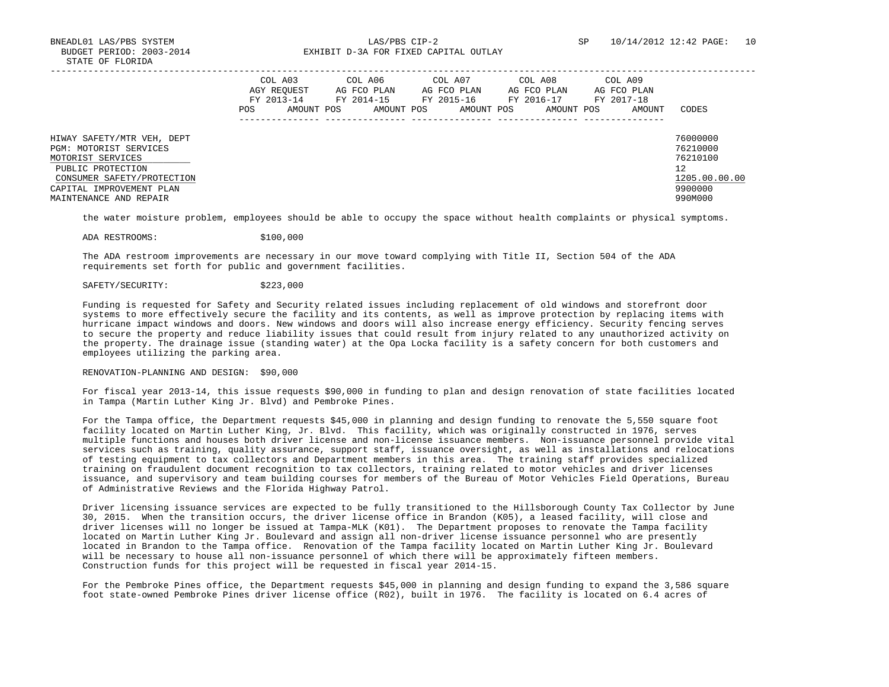| | COL A03 AGY REQUEST FY 2013-14 POS AMOUNT | COL A06 AG FCO PLAN FY 2014-15 POS AMOUNT | COL A07 AG FCO PLAN FY 2015-16 POS AMOUNT | COL A08 AG FCO PLAN FY 2016-17 POS AMOUNT | COL A09 AG FCO PLAN FY 2017-18 POS AMOUNT | CODES |
|---|---|---|---|---|---|---|
| HIWAY SAFETY/MTR VEH, DEPT | | | | | | 76000000 |
| PGM: MOTORIST SERVICES | | | | | | 76210000 |
| MOTORIST SERVICES | | | | | | 76210100 |
| PUBLIC PROTECTION | | | | | | 12 |
| CONSUMER SAFETY/PROTECTION | | | | | | 1205.00.00.00 |
| CAPITAL IMPROVEMENT PLAN | | | | | | 9900000 |
| MAINTENANCE AND REPAIR | | | | | | 990M000 |

the water moisture problem, employees should be able to occupy the space without health complaints or physical symptoms.

ADA RESTROOMS: $100,000

The ADA restroom improvements are necessary in our move toward complying with Title II, Section 504 of the ADA requirements set forth for public and government facilities.

SAFETY/SECURITY: $223,000

Funding is requested for Safety and Security related issues including replacement of old windows and storefront door systems to more effectively secure the facility and its contents, as well as improve protection by replacing items with hurricane impact windows and doors. New windows and doors will also increase energy efficiency. Security fencing serves to secure the property and reduce liability issues that could result from injury related to any unauthorized activity on the property. The drainage issue (standing water) at the Opa Locka facility is a safety concern for both customers and employees utilizing the parking area.

RENOVATION-PLANNING AND DESIGN: $90,000

For fiscal year 2013-14, this issue requests $90,000 in funding to plan and design renovation of state facilities located in Tampa (Martin Luther King Jr. Blvd) and Pembroke Pines.

For the Tampa office, the Department requests $45,000 in planning and design funding to renovate the 5,550 square foot facility located on Martin Luther King, Jr. Blvd. This facility, which was originally constructed in 1976, serves multiple functions and houses both driver license and non-license issuance members. Non-issuance personnel provide vital services such as training, quality assurance, support staff, issuance oversight, as well as installations and relocations of testing equipment to tax collectors and Department members in this area. The training staff provides specialized training on fraudulent document recognition to tax collectors, training related to motor vehicles and driver licenses issuance, and supervisory and team building courses for members of the Bureau of Motor Vehicles Field Operations, Bureau of Administrative Reviews and the Florida Highway Patrol.

Driver licensing issuance services are expected to be fully transitioned to the Hillsborough County Tax Collector by June 30, 2015. When the transition occurs, the driver license office in Brandon (K05), a leased facility, will close and driver licenses will no longer be issued at Tampa-MLK (K01). The Department proposes to renovate the Tampa facility located on Martin Luther King Jr. Boulevard and assign all non-driver license issuance personnel who are presently located in Brandon to the Tampa office. Renovation of the Tampa facility located on Martin Luther King Jr. Boulevard will be necessary to house all non-issuance personnel of which there will be approximately fifteen members. Construction funds for this project will be requested in fiscal year 2014-15.

For the Pembroke Pines office, the Department requests $45,000 in planning and design funding to expand the 3,586 square foot state-owned Pembroke Pines driver license office (R02), built in 1976. The facility is located on 6.4 acres of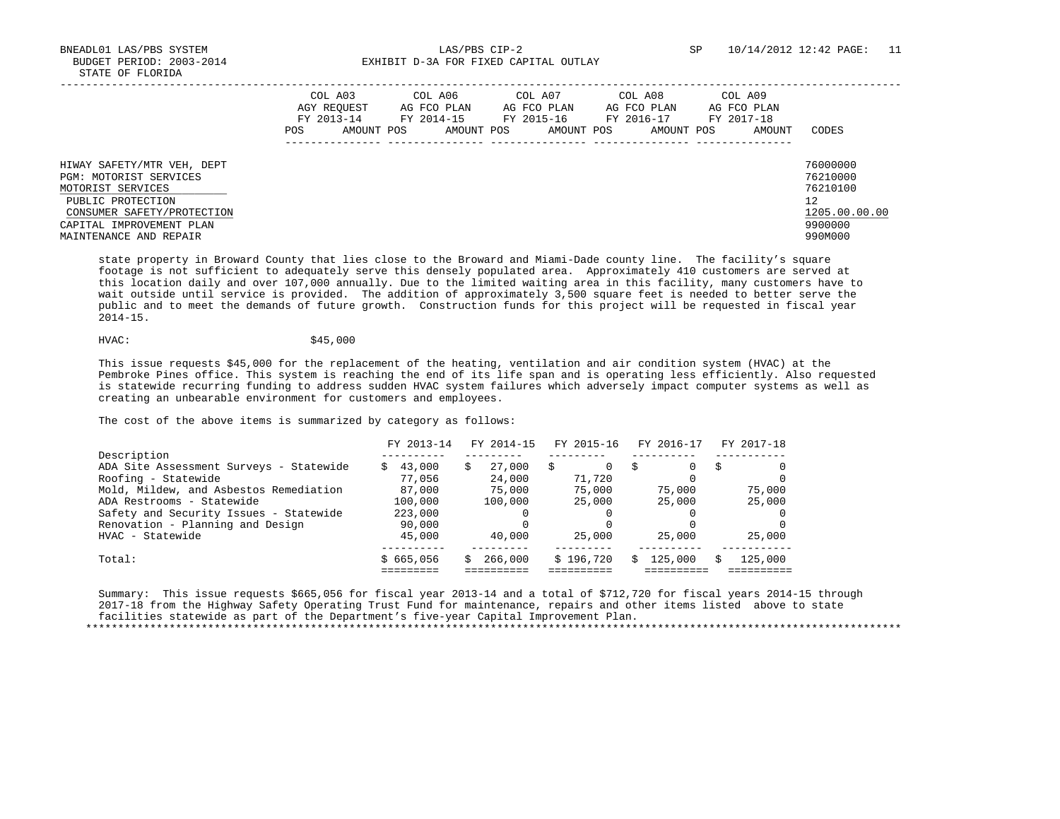| | COL A03 AGY REQUEST FY 2013-14 | | COL A06 AG FCO PLAN FY 2014-15 | | COL A07 AG FCO PLAN FY 2015-16 | | COL A08 AG FCO PLAN FY 2016-17 | | COL A09 AG FCO PLAN FY 2017-18 | | |
|---|---|---|---|---|---|---|---|---|---|---|---|
| | POS | AMOUNT | POS | AMOUNT | POS | AMOUNT | POS | AMOUNT | POS | AMOUNT | CODES |
| HIWAY SAFETY/MTR VEH, DEPT | | | | | | | | | | | 76000000 |
| PGM: MOTORIST SERVICES | | | | | | | | | | | 76210000 |
| MOTORIST SERVICES | | | | | | | | | | | 76210100 |
| PUBLIC PROTECTION | | | | | | | | | | | 12 |
| CONSUMER SAFETY/PROTECTION | | | | | | | | | | | 1205.00.00.00 |
| CAPITAL IMPROVEMENT PLAN | | | | | | | | | | | 9900000 |
| MAINTENANCE AND REPAIR | | | | | | | | | | | 990M000 |

state property in Broward County that lies close to the Broward and Miami-Dade county line. The facility's square footage is not sufficient to adequately serve this densely populated area. Approximately 410 customers are served at this location daily and over 107,000 annually. Due to the limited waiting area in this facility, many customers have to wait outside until service is provided. The addition of approximately 3,500 square feet is needed to better serve the public and to meet the demands of future growth. Construction funds for this project will be requested in fiscal year 2014-15.

HVAC: $45,000

This issue requests $45,000 for the replacement of the heating, ventilation and air condition system (HVAC) at the Pembroke Pines office. This system is reaching the end of its life span and is operating less efficiently. Also requested is statewide recurring funding to address sudden HVAC system failures which adversely impact computer systems as well as creating an unbearable environment for customers and employees.

The cost of the above items is summarized by category as follows:

| Description | FY 2013-14 | FY 2014-15 | FY 2015-16 | FY 2016-17 | FY 2017-18 |
|---|---|---|---|---|---|
| ADA Site Assessment Surveys - Statewide | $ 43,000 | $ 27,000 | $ 0 | $ 0 | $ 0 |
| Roofing - Statewide | 77,056 | 24,000 | 71,720 | 0 | 0 |
| Mold, Mildew, and Asbestos Remediation | 87,000 | 75,000 | 75,000 | 75,000 | 75,000 |
| ADA Restrooms - Statewide | 100,000 | 100,000 | 25,000 | 25,000 | 25,000 |
| Safety and Security Issues - Statewide | 223,000 | 0 | 0 | 0 | 0 |
| Renovation - Planning and Design | 90,000 | 0 | 0 | 0 | 0 |
| HVAC - Statewide | 45,000 | 40,000 | 25,000 | 25,000 | 25,000 |
| Total: | $ 665,056 | $ 266,000 | $ 196,720 | $ 125,000 | $ 125,000 |

Summary: This issue requests $665,056 for fiscal year 2013-14 and a total of $712,720 for fiscal years 2014-15 through 2017-18 from the Highway Safety Operating Trust Fund for maintenance, repairs and other items listed above to state facilities statewide as part of the Department's five-year Capital Improvement Plan.

*******************************************************************************************************************